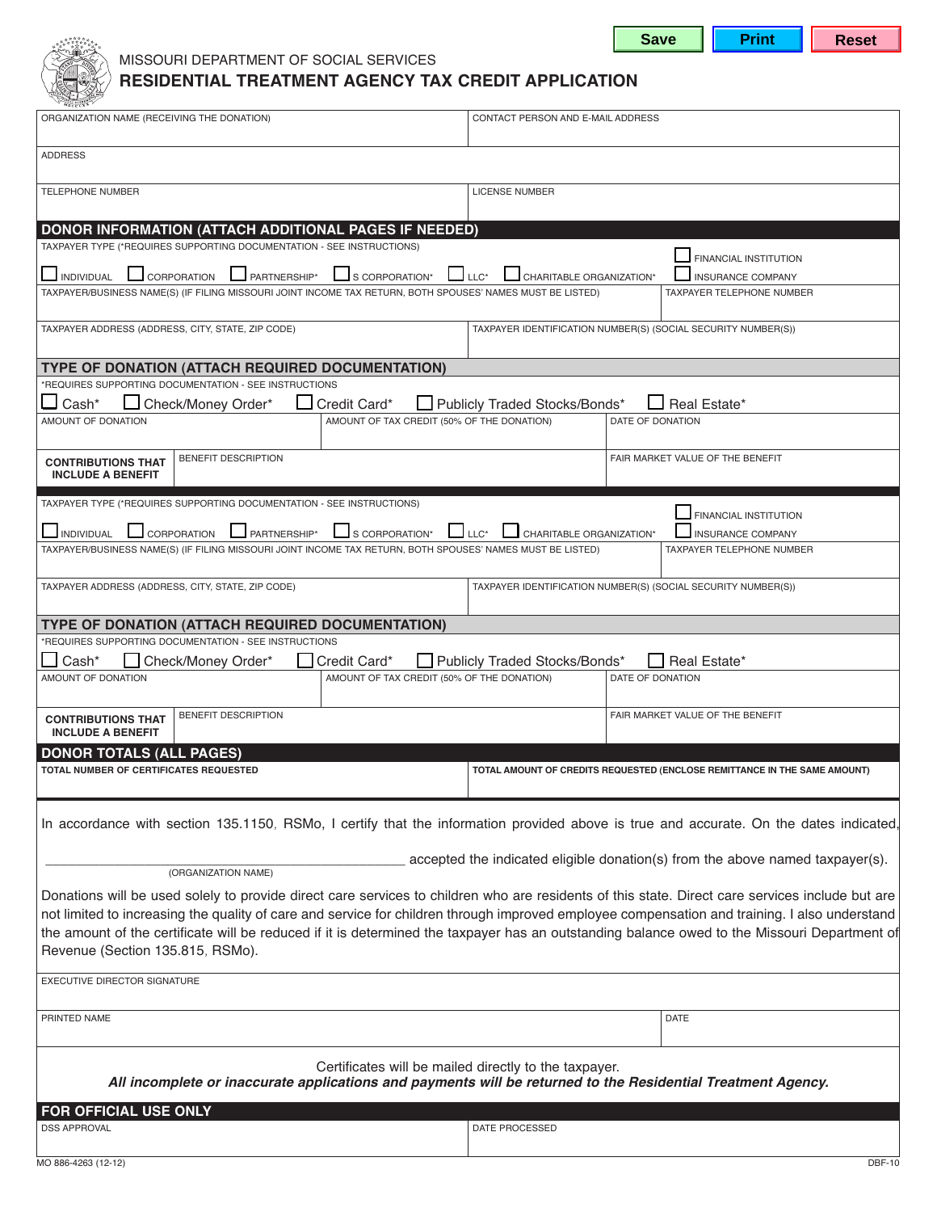MISSOURI DEPARTMENT OF SOCIAL SERVICES

# RESIDENTIAL TREATMENT AGENCY TAX CREDIT APPLICATION

| ORGANIZATION NAME (RECEIVING THE DONATION) | CONTACT PERSON AND E-MAIL ADDRESS |
|---|---|
| ADDRESS | |
| TELEPHONE NUMBER | LICENSE NUMBER |

## DONOR INFORMATION (ATTACH ADDITIONAL PAGES IF NEEDED)

TAXPAYER TYPE (*REQUIRES SUPPORTING DOCUMENTATION - SEE INSTRUCTIONS)

☐ INDIVIDUAL ☐ CORPORATION ☐ PARTNERSHIP* ☐ S CORPORATION* ☐ LLC* ☐ CHARITABLE ORGANIZATION* ☐ FINANCIAL INSTITUTION ☐ INSURANCE COMPANY

| TAXPAYER/BUSINESS NAME(S) (IF FILING MISSOURI JOINT INCOME TAX RETURN, BOTH SPOUSES' NAMES MUST BE LISTED) | TAXPAYER TELEPHONE NUMBER |
|---|---|
| TAXPAYER ADDRESS (ADDRESS, CITY, STATE, ZIP CODE) | TAXPAYER IDENTIFICATION NUMBER(S) (SOCIAL SECURITY NUMBER(S)) |

## TYPE OF DONATION (ATTACH REQUIRED DOCUMENTATION)

*REQUIRES SUPPORTING DOCUMENTATION - SEE INSTRUCTIONS

☐ Cash* ☐ Check/Money Order* ☐ Credit Card* ☐ Publicly Traded Stocks/Bonds* ☐ Real Estate*

| AMOUNT OF DONATION | AMOUNT OF TAX CREDIT (50% OF THE DONATION) | DATE OF DONATION |
|---|---|---|
| **CONTRIBUTIONS THAT INCLUDE A BENEFIT** | BENEFIT DESCRIPTION | FAIR MARKET VALUE OF THE BENEFIT |

TAXPAYER TYPE (*REQUIRES SUPPORTING DOCUMENTATION - SEE INSTRUCTIONS)

☐ INDIVIDUAL ☐ CORPORATION ☐ PARTNERSHIP* ☐ S CORPORATION* ☐ LLC* ☐ CHARITABLE ORGANIZATION* ☐ FINANCIAL INSTITUTION ☐ INSURANCE COMPANY

| TAXPAYER/BUSINESS NAME(S) (IF FILING MISSOURI JOINT INCOME TAX RETURN, BOTH SPOUSES' NAMES MUST BE LISTED) | TAXPAYER TELEPHONE NUMBER |
|---|---|
| TAXPAYER ADDRESS (ADDRESS, CITY, STATE, ZIP CODE) | TAXPAYER IDENTIFICATION NUMBER(S) (SOCIAL SECURITY NUMBER(S)) |

## TYPE OF DONATION (ATTACH REQUIRED DOCUMENTATION)

*REQUIRES SUPPORTING DOCUMENTATION - SEE INSTRUCTIONS

☐ Cash* ☐ Check/Money Order* ☐ Credit Card* ☐ Publicly Traded Stocks/Bonds* ☐ Real Estate*

| AMOUNT OF DONATION | AMOUNT OF TAX CREDIT (50% OF THE DONATION) | DATE OF DONATION |
|---|---|---|
| **CONTRIBUTIONS THAT INCLUDE A BENEFIT** | BENEFIT DESCRIPTION | FAIR MARKET VALUE OF THE BENEFIT |

## DONOR TOTALS (ALL PAGES)

| TOTAL NUMBER OF CERTIFICATES REQUESTED | TOTAL AMOUNT OF CREDITS REQUESTED (ENCLOSE REMITTANCE IN THE SAME AMOUNT) |
|---|---|

In accordance with section 135.1150, RSMo, I certify that the information provided above is true and accurate. On the dates indicated, \_\_\_\_\_\_\_\_\_\_\_\_\_\_\_\_\_\_\_\_\_\_\_\_\_\_\_\_\_\_\_\_\_\_\_\_\_\_\_\_\_\_ accepted the indicated eligible donation(s) from the above named taxpayer(s).
(ORGANIZATION NAME)

Donations will be used solely to provide direct care services to children who are residents of this state. Direct care services include but are not limited to increasing the quality of care and service for children through improved employee compensation and training. I also understand the amount of the certificate will be reduced if it is determined the taxpayer has an outstanding balance owed to the Missouri Department of Revenue (Section 135.815, RSMo).

| EXECUTIVE DIRECTOR SIGNATURE | |
|---|---|
| PRINTED NAME | DATE |

Certificates will be mailed directly to the taxpayer.

***All incomplete or inaccurate applications and payments will be returned to the Residential Treatment Agency.***

## FOR OFFICIAL USE ONLY

| DSS APPROVAL | DATE PROCESSED |
|---|---|

MO 886-4263 (12-12) DBF-10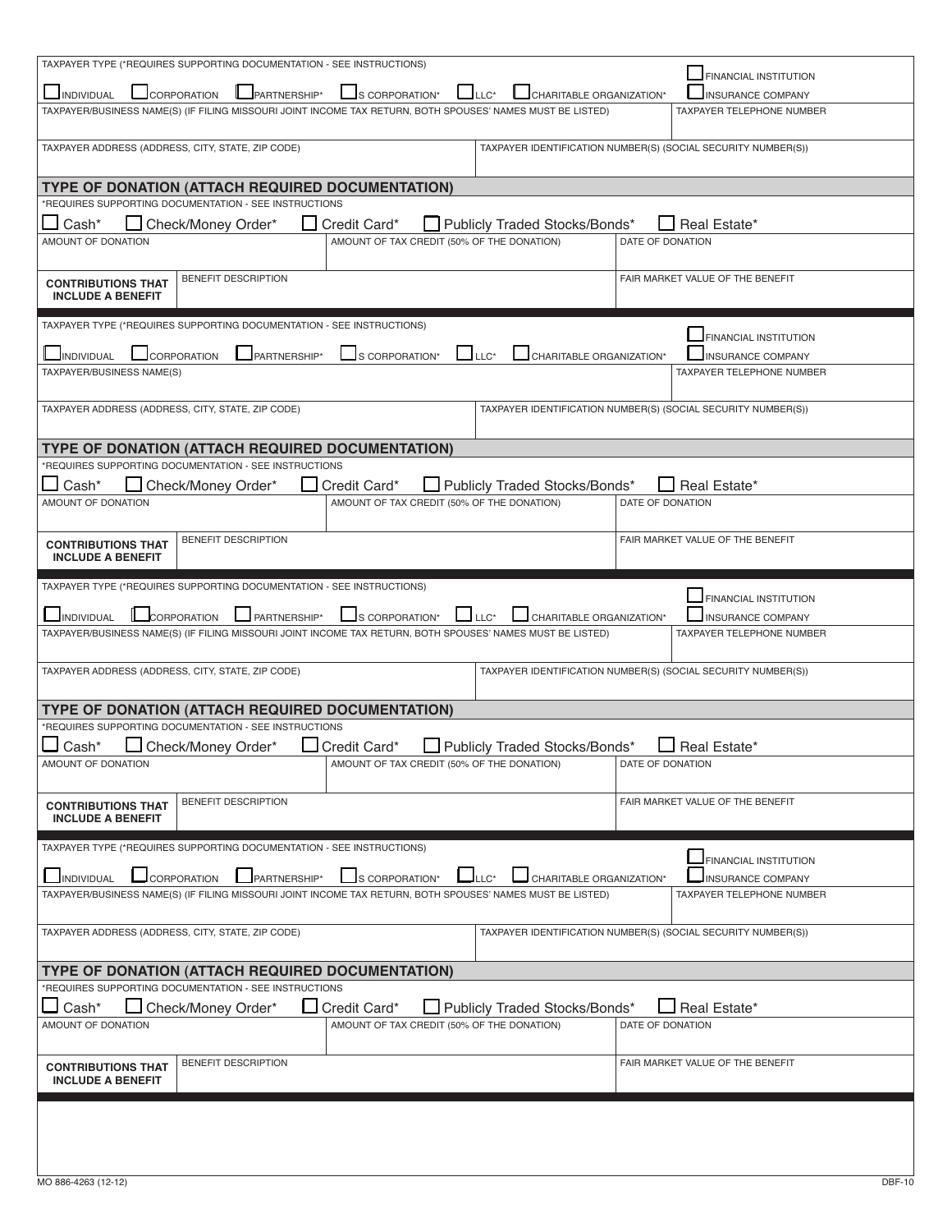TAXPAYER TYPE (*REQUIRES SUPPORTING DOCUMENTATION - SEE INSTRUCTIONS)

☐ INDIVIDUAL ☐ CORPORATION ☐ PARTNERSHIP* ☐ S CORPORATION* ☐ LLC* ☐ CHARITABLE ORGANIZATION* ☐ FINANCIAL INSTITUTION ☐ INSURANCE COMPANY

| TAXPAYER/BUSINESS NAME(S) (IF FILING MISSOURI JOINT INCOME TAX RETURN, BOTH SPOUSES' NAMES MUST BE LISTED) | TAXPAYER TELEPHONE NUMBER |
|---|---|
| | |

| TAXPAYER ADDRESS (ADDRESS, CITY, STATE, ZIP CODE) | TAXPAYER IDENTIFICATION NUMBER(S) (SOCIAL SECURITY NUMBER(S)) |
|---|---|
| | |

## TYPE OF DONATION (ATTACH REQUIRED DOCUMENTATION)

*REQUIRES SUPPORTING DOCUMENTATION - SEE INSTRUCTIONS

☐ Cash* ☐ Check/Money Order* ☐ Credit Card* ☐ Publicly Traded Stocks/Bonds* ☐ Real Estate*

| AMOUNT OF DONATION | AMOUNT OF TAX CREDIT (50% OF THE DONATION) | DATE OF DONATION |
|---|---|---|
| | | |

| **CONTRIBUTIONS THAT INCLUDE A BENEFIT** | BENEFIT DESCRIPTION | FAIR MARKET VALUE OF THE BENEFIT |
|---|---|---|
| | | |

---

TAXPAYER TYPE (*REQUIRES SUPPORTING DOCUMENTATION - SEE INSTRUCTIONS)

☐ INDIVIDUAL ☐ CORPORATION ☐ PARTNERSHIP* ☐ S CORPORATION* ☐ LLC* ☐ CHARITABLE ORGANIZATION* ☐ FINANCIAL INSTITUTION ☐ INSURANCE COMPANY

| TAXPAYER/BUSINESS NAME(S) | TAXPAYER TELEPHONE NUMBER |
|---|---|
| | |

| TAXPAYER ADDRESS (ADDRESS, CITY, STATE, ZIP CODE) | TAXPAYER IDENTIFICATION NUMBER(S) (SOCIAL SECURITY NUMBER(S)) |
|---|---|
| | |

## TYPE OF DONATION (ATTACH REQUIRED DOCUMENTATION)

*REQUIRES SUPPORTING DOCUMENTATION - SEE INSTRUCTIONS

☐ Cash* ☐ Check/Money Order* ☐ Credit Card* ☐ Publicly Traded Stocks/Bonds* ☐ Real Estate*

| AMOUNT OF DONATION | AMOUNT OF TAX CREDIT (50% OF THE DONATION) | DATE OF DONATION |
|---|---|---|
| | | |

| **CONTRIBUTIONS THAT INCLUDE A BENEFIT** | BENEFIT DESCRIPTION | FAIR MARKET VALUE OF THE BENEFIT |
|---|---|---|
| | | |

---

TAXPAYER TYPE (*REQUIRES SUPPORTING DOCUMENTATION - SEE INSTRUCTIONS)

☐ INDIVIDUAL ☐ CORPORATION ☐ PARTNERSHIP* ☐ S CORPORATION* ☐ LLC* ☐ CHARITABLE ORGANIZATION* ☐ FINANCIAL INSTITUTION ☐ INSURANCE COMPANY

| TAXPAYER/BUSINESS NAME(S) (IF FILING MISSOURI JOINT INCOME TAX RETURN, BOTH SPOUSES' NAMES MUST BE LISTED) | TAXPAYER TELEPHONE NUMBER |
|---|---|
| | |

| TAXPAYER ADDRESS (ADDRESS, CITY, STATE, ZIP CODE) | TAXPAYER IDENTIFICATION NUMBER(S) (SOCIAL SECURITY NUMBER(S)) |
|---|---|
| | |

## TYPE OF DONATION (ATTACH REQUIRED DOCUMENTATION)

*REQUIRES SUPPORTING DOCUMENTATION - SEE INSTRUCTIONS

☐ Cash* ☐ Check/Money Order* ☐ Credit Card* ☐ Publicly Traded Stocks/Bonds* ☐ Real Estate*

| AMOUNT OF DONATION | AMOUNT OF TAX CREDIT (50% OF THE DONATION) | DATE OF DONATION |
|---|---|---|
| | | |

| **CONTRIBUTIONS THAT INCLUDE A BENEFIT** | BENEFIT DESCRIPTION | FAIR MARKET VALUE OF THE BENEFIT |
|---|---|---|
| | | |

---

TAXPAYER TYPE (*REQUIRES SUPPORTING DOCUMENTATION - SEE INSTRUCTIONS)

☐ INDIVIDUAL ☐ CORPORATION ☐ PARTNERSHIP* ☐ S CORPORATION* ☐ LLC* ☐ CHARITABLE ORGANIZATION* ☐ FINANCIAL INSTITUTION ☐ INSURANCE COMPANY

| TAXPAYER/BUSINESS NAME(S) (IF FILING MISSOURI JOINT INCOME TAX RETURN, BOTH SPOUSES' NAMES MUST BE LISTED) | TAXPAYER TELEPHONE NUMBER |
|---|---|
| | |

| TAXPAYER ADDRESS (ADDRESS, CITY, STATE, ZIP CODE) | TAXPAYER IDENTIFICATION NUMBER(S) (SOCIAL SECURITY NUMBER(S)) |
|---|---|
| | |

## TYPE OF DONATION (ATTACH REQUIRED DOCUMENTATION)

*REQUIRES SUPPORTING DOCUMENTATION - SEE INSTRUCTIONS

☐ Cash* ☐ Check/Money Order* ☐ Credit Card* ☐ Publicly Traded Stocks/Bonds* ☐ Real Estate*

| AMOUNT OF DONATION | AMOUNT OF TAX CREDIT (50% OF THE DONATION) | DATE OF DONATION |
|---|---|---|
| | | |

| **CONTRIBUTIONS THAT INCLUDE A BENEFIT** | BENEFIT DESCRIPTION | FAIR MARKET VALUE OF THE BENEFIT |
|---|---|---|
| | | |

MO 886-4263 (12-12) DBF-10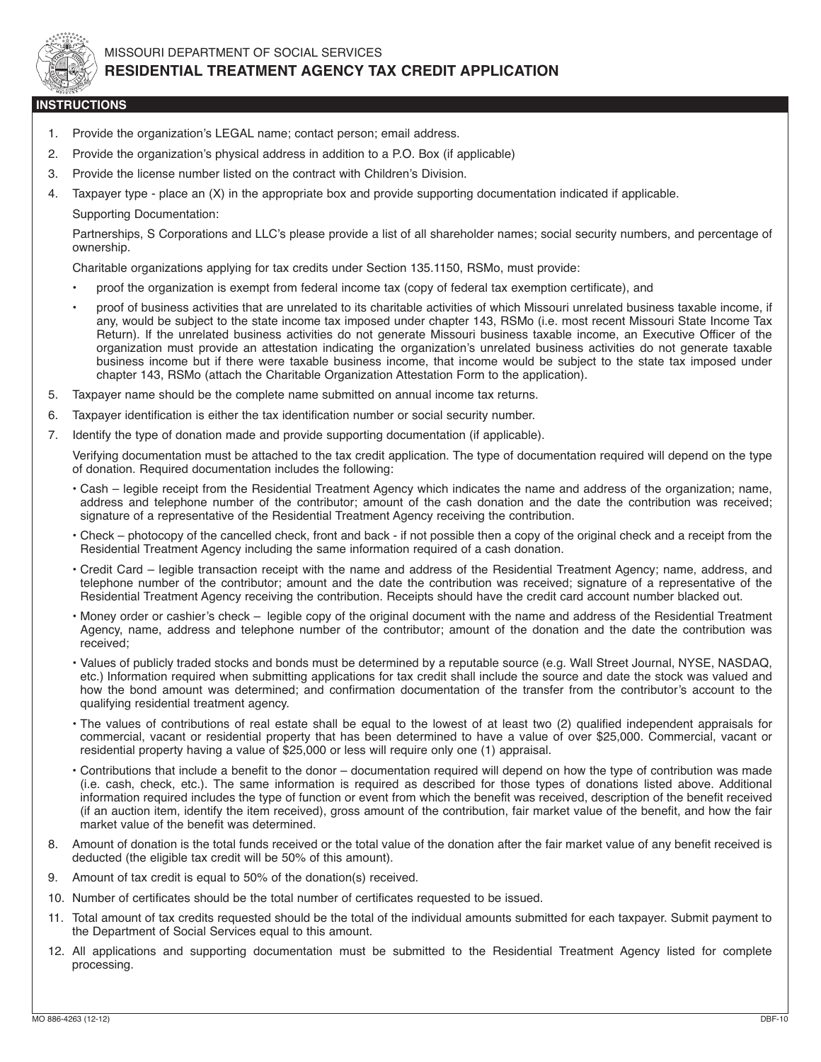MISSOURI DEPARTMENT OF SOCIAL SERVICES

# RESIDENTIAL TREATMENT AGENCY TAX CREDIT APPLICATION

## INSTRUCTIONS

1. Provide the organization's LEGAL name; contact person; email address.
2. Provide the organization's physical address in addition to a P.O. Box (if applicable)
3. Provide the license number listed on the contract with Children's Division.
4. Taxpayer type - place an (X) in the appropriate box and provide supporting documentation indicated if applicable.

   Supporting Documentation:

   Partnerships, S Corporations and LLC's please provide a list of all shareholder names; social security numbers, and percentage of ownership.

   Charitable organizations applying for tax credits under Section 135.1150, RSMo, must provide:

   - proof the organization is exempt from federal income tax (copy of federal tax exemption certificate), and
   - proof of business activities that are unrelated to its charitable activities of which Missouri unrelated business taxable income, if any, would be subject to the state income tax imposed under chapter 143, RSMo (i.e. most recent Missouri State Income Tax Return). If the unrelated business activities do not generate Missouri business taxable income, an Executive Officer of the organization must provide an attestation indicating the organization's unrelated business activities do not generate taxable business income but if there were taxable business income, that income would be subject to the state tax imposed under chapter 143, RSMo (attach the Charitable Organization Attestation Form to the application).

5. Taxpayer name should be the complete name submitted on annual income tax returns.
6. Taxpayer identification is either the tax identification number or social security number.
7. Identify the type of donation made and provide supporting documentation (if applicable).

   Verifying documentation must be attached to the tax credit application. The type of documentation required will depend on the type of donation. Required documentation includes the following:

   - Cash – legible receipt from the Residential Treatment Agency which indicates the name and address of the organization; name, address and telephone number of the contributor; amount of the cash donation and the date the contribution was received; signature of a representative of the Residential Treatment Agency receiving the contribution.
   - Check – photocopy of the cancelled check, front and back - if not possible then a copy of the original check and a receipt from the Residential Treatment Agency including the same information required of a cash donation.
   - Credit Card – legible transaction receipt with the name and address of the Residential Treatment Agency; name, address, and telephone number of the contributor; amount and the date the contribution was received; signature of a representative of the Residential Treatment Agency receiving the contribution. Receipts should have the credit card account number blacked out.
   - Money order or cashier's check – legible copy of the original document with the name and address of the Residential Treatment Agency, name, address and telephone number of the contributor; amount of the donation and the date the contribution was received;
   - Values of publicly traded stocks and bonds must be determined by a reputable source (e.g. Wall Street Journal, NYSE, NASDAQ, etc.) Information required when submitting applications for tax credit shall include the source and date the stock was valued and how the bond amount was determined; and confirmation documentation of the transfer from the contributor's account to the qualifying residential treatment agency.
   - The values of contributions of real estate shall be equal to the lowest of at least two (2) qualified independent appraisals for commercial, vacant or residential property that has been determined to have a value of over $25,000. Commercial, vacant or residential property having a value of $25,000 or less will require only one (1) appraisal.
   - Contributions that include a benefit to the donor – documentation required will depend on how the type of contribution was made (i.e. cash, check, etc.). The same information is required as described for those types of donations listed above. Additional information required includes the type of function or event from which the benefit was received, description of the benefit received (if an auction item, identify the item received), gross amount of the contribution, fair market value of the benefit, and how the fair market value of the benefit was determined.

8. Amount of donation is the total funds received or the total value of the donation after the fair market value of any benefit received is deducted (the eligible tax credit will be 50% of this amount).
9. Amount of tax credit is equal to 50% of the donation(s) received.
10. Number of certificates should be the total number of certificates requested to be issued.
11. Total amount of tax credits requested should be the total of the individual amounts submitted for each taxpayer. Submit payment to the Department of Social Services equal to this amount.
12. All applications and supporting documentation must be submitted to the Residential Treatment Agency listed for complete processing.

MO 886-4263 (12-12) DBF-10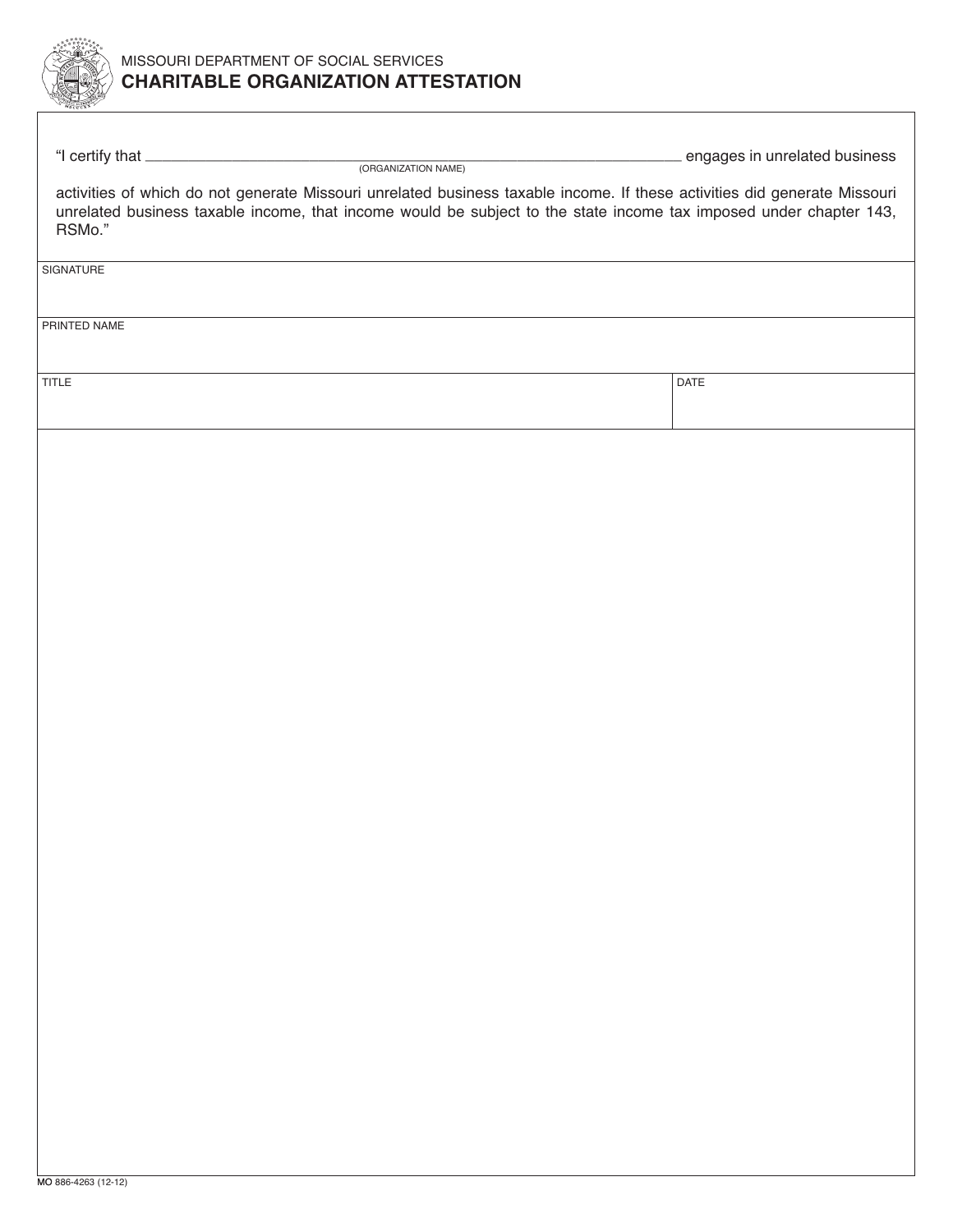MISSOURI DEPARTMENT OF SOCIAL SERVICES

# CHARITABLE ORGANIZATION ATTESTATION

"I certify that ______________________________________________ engages in unrelated business
(ORGANIZATION NAME)

activities of which do not generate Missouri unrelated business taxable income. If these activities did generate Missouri unrelated business taxable income, that income would be subject to the state income tax imposed under chapter 143, RSMo."

| | |
|---|---|
| SIGNATURE | |
| PRINTED NAME | |
| TITLE | DATE |

MO 886-4263 (12-12)